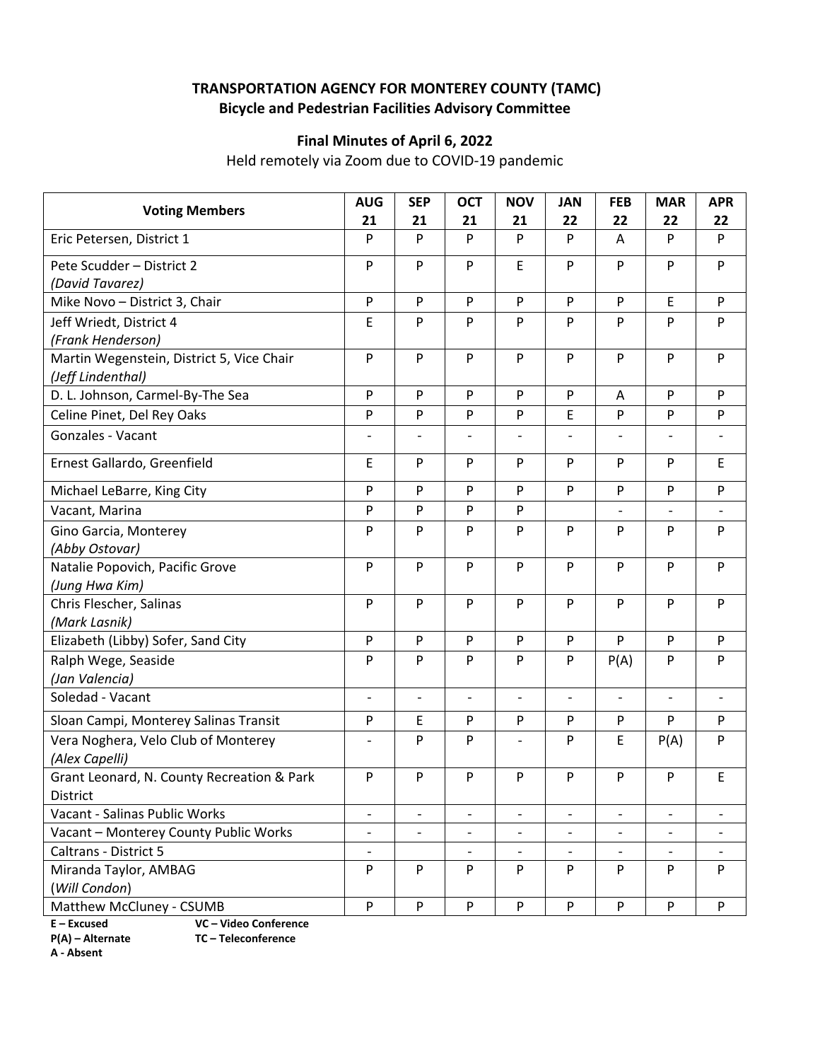**TRANSPORTATION AGENCY FOR MONTEREY COUNTY (TAMC)**
**Bicycle and Pedestrian Facilities Advisory Committee**

**Final Minutes of April 6, 2022**

Held remotely via Zoom due to COVID-19 pandemic

| Voting Members | AUG 21 | SEP 21 | OCT 21 | NOV 21 | JAN 22 | FEB 22 | MAR 22 | APR 22 |
|---|---|---|---|---|---|---|---|---|
| Eric Petersen, District 1 | P | P | P | P | P | A | P | P |
| Pete Scudder – District 2 *(David Tavarez)* | P | P | P | E | P | P | P | P |
| Mike Novo – District 3, Chair | P | P | P | P | P | P | E | P |
| Jeff Wriedt, District 4 *(Frank Henderson)* | E | P | P | P | P | P | P | P |
| Martin Wegenstein, District 5, Vice Chair *(Jeff Lindenthal)* | P | P | P | P | P | P | P | P |
| D. L. Johnson, Carmel-By-The Sea | P | P | P | P | P | A | P | P |
| Celine Pinet, Del Rey Oaks | P | P | P | P | E | P | P | P |
| Gonzales - Vacant | - | - | - | - | - | - | - | - |
| Ernest Gallardo, Greenfield | E | P | P | P | P | P | P | E |
| Michael LeBarre, King City | P | P | P | P | P | P | P | P |
| Vacant, Marina | P | P | P | P | | - | - | - |
| Gino Garcia, Monterey *(Abby Ostovar)* | P | P | P | P | P | P | P | P |
| Natalie Popovich, Pacific Grove *(Jung Hwa Kim)* | P | P | P | P | P | P | P | P |
| Chris Flescher, Salinas *(Mark Lasnik)* | P | P | P | P | P | P | P | P |
| Elizabeth (Libby) Sofer, Sand City | P | P | P | P | P | P | P | P |
| Ralph Wege, Seaside *(Jan Valencia)* | P | P | P | P | P | P(A) | P | P |
| Soledad - Vacant | - | - | - | - | - | - | - | - |
| Sloan Campi, Monterey Salinas Transit | P | E | P | P | P | P | P | P |
| Vera Noghera, Velo Club of Monterey *(Alex Capelli)* | - | P | P | - | P | E | P(A) | P |
| Grant Leonard, N. County Recreation & Park District | P | P | P | P | P | P | P | E |
| Vacant - Salinas Public Works | - | - | - | - | - | - | - | - |
| Vacant – Monterey County Public Works | - | - | - | - | - | - | - | - |
| Caltrans - District 5 | - | | - | - | - | - | - | - |
| Miranda Taylor, AMBAG (*Will Condon*) | P | P | P | P | P | P | P | P |
| Matthew McCluney - CSUMB | P | P | P | P | P | P | P | P |

**E – Excused**
**P(A) – Alternate**
**A - Absent**
**VC – Video Conference**
**TC – Teleconference**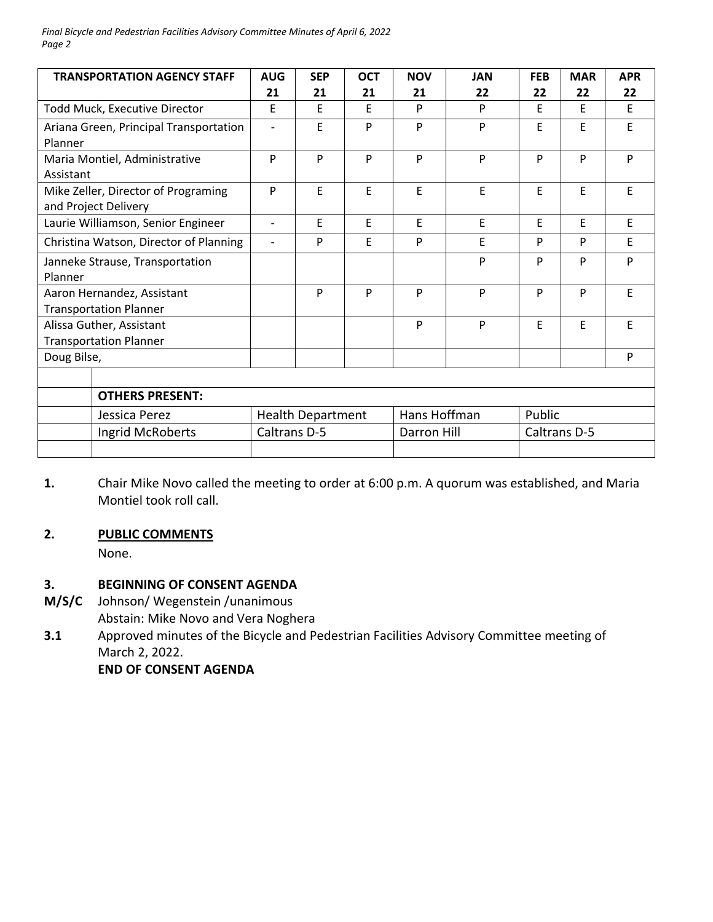| TRANSPORTATION AGENCY STAFF | AUG 21 | SEP 21 | OCT 21 | NOV 21 | JAN 22 | FEB 22 | MAR 22 | APR 22 |
|---|---|---|---|---|---|---|---|---|
| Todd Muck, Executive Director | E | E | E | P | P | E | E | E |
| Ariana Green, Principal Transportation Planner | - | E | P | P | P | E | E | E |
| Maria Montiel, Administrative Assistant | P | P | P | P | P | P | P | P |
| Mike Zeller, Director of Programing and Project Delivery | P | E | E | E | E | E | E | E |
| Laurie Williamson, Senior Engineer | - | E | E | E | E | E | E | E |
| Christina Watson, Director of Planning | - | P | E | P | E | P | P | E |
| Janneke Strause, Transportation Planner | | | | | P | P | P | P |
| Aaron Hernandez, Assistant Transportation Planner | | P | P | P | P | P | P | E |
| Alissa Guther, Assistant Transportation Planner | | | | P | P | E | E | E |
| Doug Bilse, | | | | | | | | P |

| | OTHERS PRESENT: | | | |
|---|---|---|---|---|
| | Jessica Perez | Health Department | Hans Hoffman | Public |
| | Ingrid McRoberts | Caltrans D-5 | Darron Hill | Caltrans D-5 |

**1.** Chair Mike Novo called the meeting to order at 6:00 p.m. A quorum was established, and Maria Montiel took roll call.

**2.** **PUBLIC COMMENTS**

None.

**3.** **BEGINNING OF CONSENT AGENDA**

**M/S/C** Johnson/ Wegenstein /unanimous

Abstain: Mike Novo and Vera Noghera

**3.1** Approved minutes of the Bicycle and Pedestrian Facilities Advisory Committee meeting of March 2, 2022.

**END OF CONSENT AGENDA**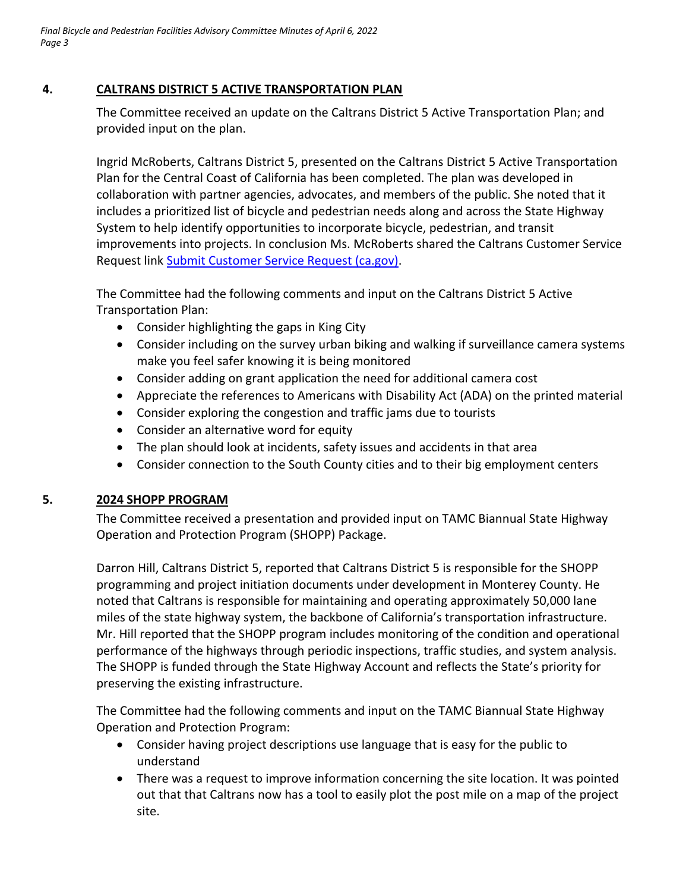## 4. CALTRANS DISTRICT 5 ACTIVE TRANSPORTATION PLAN

The Committee received an update on the Caltrans District 5 Active Transportation Plan; and provided input on the plan.

Ingrid McRoberts, Caltrans District 5, presented on the Caltrans District 5 Active Transportation Plan for the Central Coast of California has been completed. The plan was developed in collaboration with partner agencies, advocates, and members of the public. She noted that it includes a prioritized list of bicycle and pedestrian needs along and across the State Highway System to help identify opportunities to incorporate bicycle, pedestrian, and transit improvements into projects. In conclusion Ms. McRoberts shared the Caltrans Customer Service Request link [Submit Customer Service Request (ca.gov)](https://csr.dot.ca.gov).

The Committee had the following comments and input on the Caltrans District 5 Active Transportation Plan:

- Consider highlighting the gaps in King City
- Consider including on the survey urban biking and walking if surveillance camera systems make you feel safer knowing it is being monitored
- Consider adding on grant application the need for additional camera cost
- Appreciate the references to Americans with Disability Act (ADA) on the printed material
- Consider exploring the congestion and traffic jams due to tourists
- Consider an alternative word for equity
- The plan should look at incidents, safety issues and accidents in that area
- Consider connection to the South County cities and to their big employment centers

## 5. 2024 SHOPP PROGRAM

The Committee received a presentation and provided input on TAMC Biannual State Highway Operation and Protection Program (SHOPP) Package.

Darron Hill, Caltrans District 5, reported that Caltrans District 5 is responsible for the SHOPP programming and project initiation documents under development in Monterey County. He noted that Caltrans is responsible for maintaining and operating approximately 50,000 lane miles of the state highway system, the backbone of California's transportation infrastructure. Mr. Hill reported that the SHOPP program includes monitoring of the condition and operational performance of the highways through periodic inspections, traffic studies, and system analysis. The SHOPP is funded through the State Highway Account and reflects the State's priority for preserving the existing infrastructure.

The Committee had the following comments and input on the TAMC Biannual State Highway Operation and Protection Program:

- Consider having project descriptions use language that is easy for the public to understand
- There was a request to improve information concerning the site location. It was pointed out that that Caltrans now has a tool to easily plot the post mile on a map of the project site.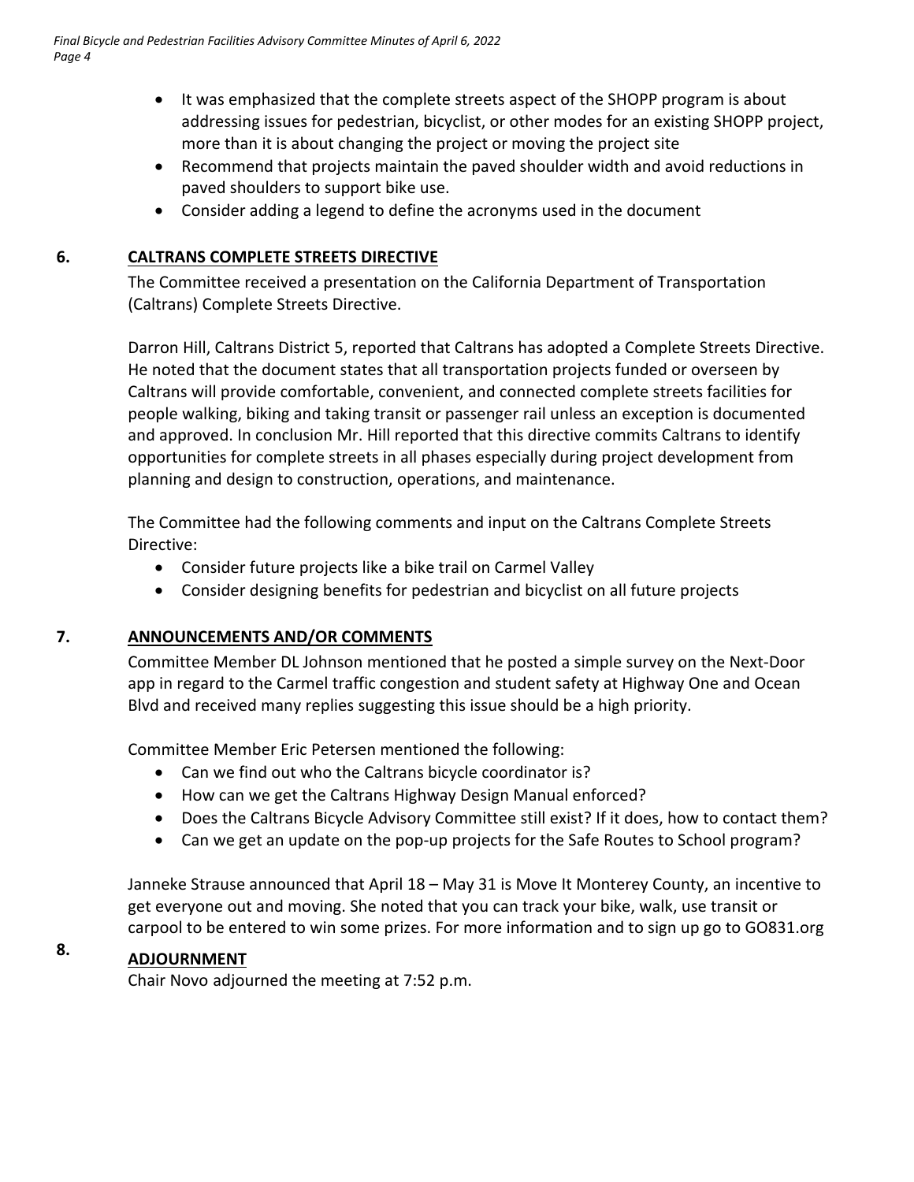- It was emphasized that the complete streets aspect of the SHOPP program is about addressing issues for pedestrian, bicyclist, or other modes for an existing SHOPP project, more than it is about changing the project or moving the project site
- Recommend that projects maintain the paved shoulder width and avoid reductions in paved shoulders to support bike use.
- Consider adding a legend to define the acronyms used in the document

## 6. CALTRANS COMPLETE STREETS DIRECTIVE

The Committee received a presentation on the California Department of Transportation (Caltrans) Complete Streets Directive.

Darron Hill, Caltrans District 5, reported that Caltrans has adopted a Complete Streets Directive. He noted that the document states that all transportation projects funded or overseen by Caltrans will provide comfortable, convenient, and connected complete streets facilities for people walking, biking and taking transit or passenger rail unless an exception is documented and approved. In conclusion Mr. Hill reported that this directive commits Caltrans to identify opportunities for complete streets in all phases especially during project development from planning and design to construction, operations, and maintenance.

The Committee had the following comments and input on the Caltrans Complete Streets Directive:

- Consider future projects like a bike trail on Carmel Valley
- Consider designing benefits for pedestrian and bicyclist on all future projects

## 7. ANNOUNCEMENTS AND/OR COMMENTS

Committee Member DL Johnson mentioned that he posted a simple survey on the Next-Door app in regard to the Carmel traffic congestion and student safety at Highway One and Ocean Blvd and received many replies suggesting this issue should be a high priority.

Committee Member Eric Petersen mentioned the following:

- Can we find out who the Caltrans bicycle coordinator is?
- How can we get the Caltrans Highway Design Manual enforced?
- Does the Caltrans Bicycle Advisory Committee still exist? If it does, how to contact them?
- Can we get an update on the pop-up projects for the Safe Routes to School program?

Janneke Strause announced that April 18 – May 31 is Move It Monterey County, an incentive to get everyone out and moving. She noted that you can track your bike, walk, use transit or carpool to be entered to win some prizes. For more information and to sign up go to GO831.org

## 8. ADJOURNMENT

Chair Novo adjourned the meeting at 7:52 p.m.